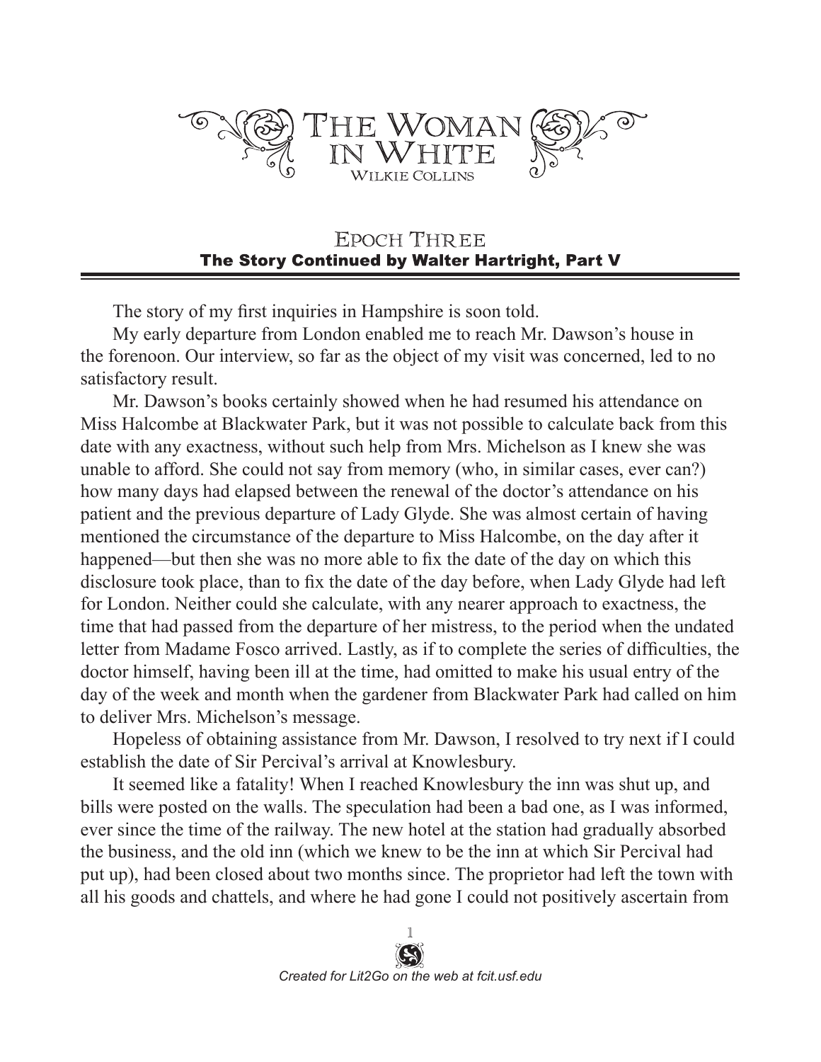# The Woman in White

Wilkie Collins

## Epoch Three

### The Story Continued by Walter Hartright, Part V

The story of my first inquiries in Hampshire is soon told.

My early departure from London enabled me to reach Mr. Dawson's house in the forenoon. Our interview, so far as the object of my visit was concerned, led to no satisfactory result.

Mr. Dawson's books certainly showed when he had resumed his attendance on Miss Halcombe at Blackwater Park, but it was not possible to calculate back from this date with any exactness, without such help from Mrs. Michelson as I knew she was unable to afford. She could not say from memory (who, in similar cases, ever can?) how many days had elapsed between the renewal of the doctor's attendance on his patient and the previous departure of Lady Glyde. She was almost certain of having mentioned the circumstance of the departure to Miss Halcombe, on the day after it happened—but then she was no more able to fix the date of the day on which this disclosure took place, than to fix the date of the day before, when Lady Glyde had left for London. Neither could she calculate, with any nearer approach to exactness, the time that had passed from the departure of her mistress, to the period when the undated letter from Madame Fosco arrived. Lastly, as if to complete the series of difficulties, the doctor himself, having been ill at the time, had omitted to make his usual entry of the day of the week and month when the gardener from Blackwater Park had called on him to deliver Mrs. Michelson's message.

Hopeless of obtaining assistance from Mr. Dawson, I resolved to try next if I could establish the date of Sir Percival's arrival at Knowlesbury.

It seemed like a fatality! When I reached Knowlesbury the inn was shut up, and bills were posted on the walls. The speculation had been a bad one, as I was informed, ever since the time of the railway. The new hotel at the station had gradually absorbed the business, and the old inn (which we knew to be the inn at which Sir Percival had put up), had been closed about two months since. The proprietor had left the town with all his goods and chattels, and where he had gone I could not positively ascertain from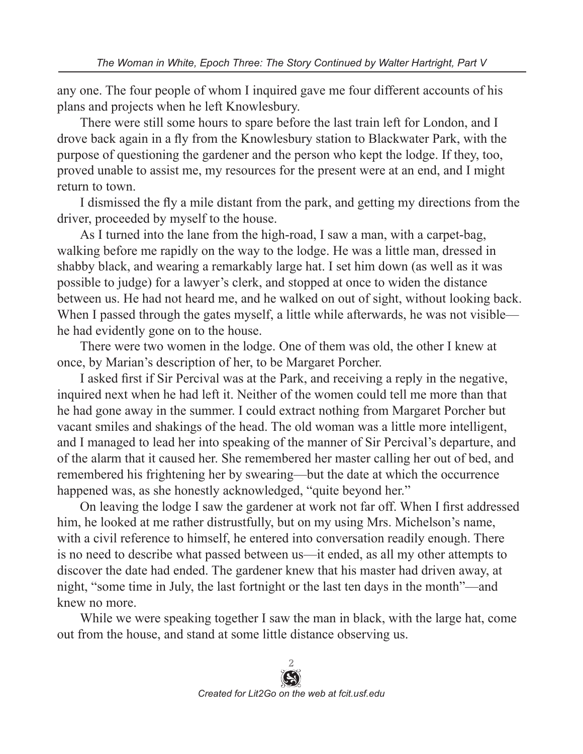any one. The four people of whom I inquired gave me four different accounts of his plans and projects when he left Knowlesbury.

There were still some hours to spare before the last train left for London, and I drove back again in a fly from the Knowlesbury station to Blackwater Park, with the purpose of questioning the gardener and the person who kept the lodge. If they, too, proved unable to assist me, my resources for the present were at an end, and I might return to town.

I dismissed the fly a mile distant from the park, and getting my directions from the driver, proceeded by myself to the house.

As I turned into the lane from the high-road, I saw a man, with a carpet-bag, walking before me rapidly on the way to the lodge. He was a little man, dressed in shabby black, and wearing a remarkably large hat. I set him down (as well as it was possible to judge) for a lawyer's clerk, and stopped at once to widen the distance between us. He had not heard me, and he walked on out of sight, without looking back. When I passed through the gates myself, a little while afterwards, he was not visible—he had evidently gone on to the house.

There were two women in the lodge. One of them was old, the other I knew at once, by Marian's description of her, to be Margaret Porcher.

I asked first if Sir Percival was at the Park, and receiving a reply in the negative, inquired next when he had left it. Neither of the women could tell me more than that he had gone away in the summer. I could extract nothing from Margaret Porcher but vacant smiles and shakings of the head. The old woman was a little more intelligent, and I managed to lead her into speaking of the manner of Sir Percival's departure, and of the alarm that it caused her. She remembered her master calling her out of bed, and remembered his frightening her by swearing—but the date at which the occurrence happened was, as she honestly acknowledged, "quite beyond her."

On leaving the lodge I saw the gardener at work not far off. When I first addressed him, he looked at me rather distrustfully, but on my using Mrs. Michelson's name, with a civil reference to himself, he entered into conversation readily enough. There is no need to describe what passed between us—it ended, as all my other attempts to discover the date had ended. The gardener knew that his master had driven away, at night, "some time in July, the last fortnight or the last ten days in the month"—and knew no more.

While we were speaking together I saw the man in black, with the large hat, come out from the house, and stand at some little distance observing us.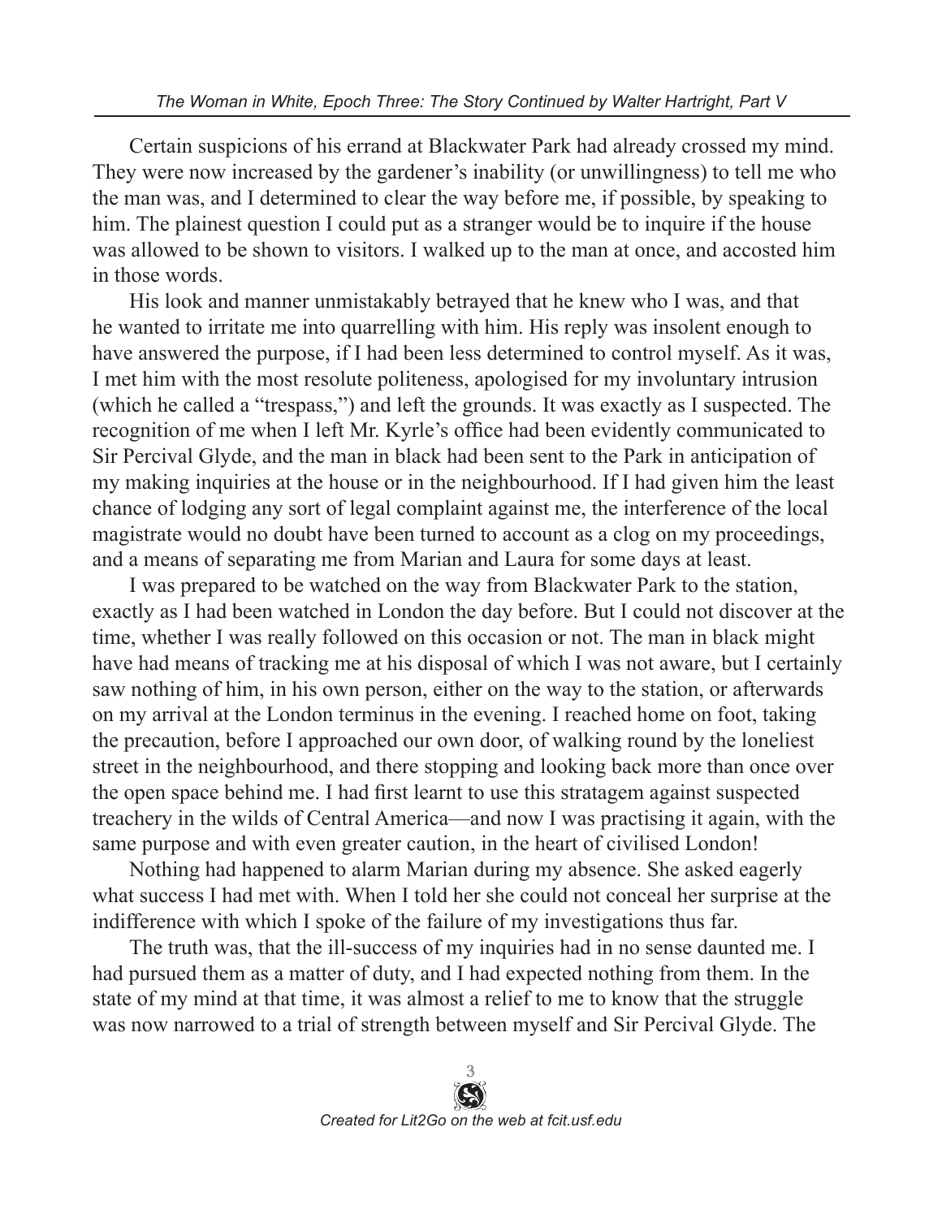Certain suspicions of his errand at Blackwater Park had already crossed my mind. They were now increased by the gardener's inability (or unwillingness) to tell me who the man was, and I determined to clear the way before me, if possible, by speaking to him. The plainest question I could put as a stranger would be to inquire if the house was allowed to be shown to visitors. I walked up to the man at once, and accosted him in those words.

His look and manner unmistakably betrayed that he knew who I was, and that he wanted to irritate me into quarrelling with him. His reply was insolent enough to have answered the purpose, if I had been less determined to control myself. As it was, I met him with the most resolute politeness, apologised for my involuntary intrusion (which he called a "trespass,") and left the grounds. It was exactly as I suspected. The recognition of me when I left Mr. Kyrle's office had been evidently communicated to Sir Percival Glyde, and the man in black had been sent to the Park in anticipation of my making inquiries at the house or in the neighbourhood. If I had given him the least chance of lodging any sort of legal complaint against me, the interference of the local magistrate would no doubt have been turned to account as a clog on my proceedings, and a means of separating me from Marian and Laura for some days at least.

I was prepared to be watched on the way from Blackwater Park to the station, exactly as I had been watched in London the day before. But I could not discover at the time, whether I was really followed on this occasion or not. The man in black might have had means of tracking me at his disposal of which I was not aware, but I certainly saw nothing of him, in his own person, either on the way to the station, or afterwards on my arrival at the London terminus in the evening. I reached home on foot, taking the precaution, before I approached our own door, of walking round by the loneliest street in the neighbourhood, and there stopping and looking back more than once over the open space behind me. I had first learnt to use this stratagem against suspected treachery in the wilds of Central America—and now I was practising it again, with the same purpose and with even greater caution, in the heart of civilised London!

Nothing had happened to alarm Marian during my absence. She asked eagerly what success I had met with. When I told her she could not conceal her surprise at the indifference with which I spoke of the failure of my investigations thus far.

The truth was, that the ill-success of my inquiries had in no sense daunted me. I had pursued them as a matter of duty, and I had expected nothing from them. In the state of my mind at that time, it was almost a relief to me to know that the struggle was now narrowed to a trial of strength between myself and Sir Percival Glyde. The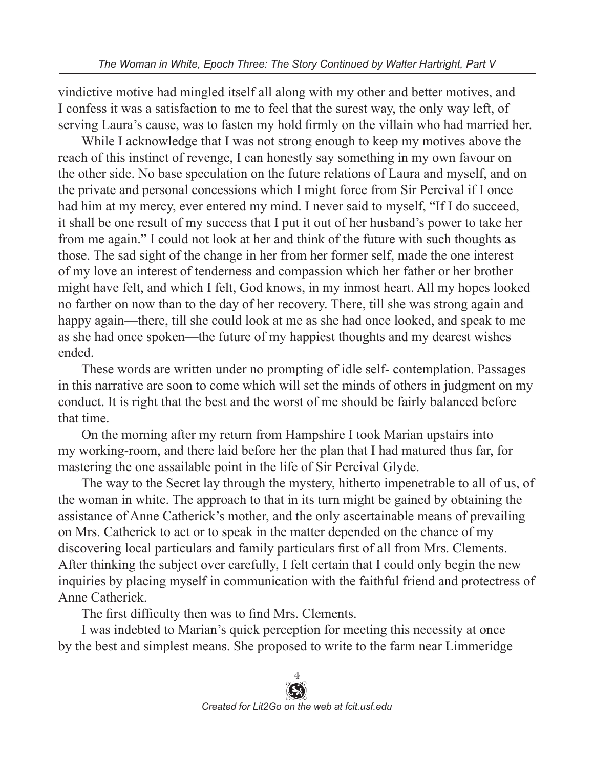vindictive motive had mingled itself all along with my other and better motives, and I confess it was a satisfaction to me to feel that the surest way, the only way left, of serving Laura's cause, was to fasten my hold firmly on the villain who had married her.

While I acknowledge that I was not strong enough to keep my motives above the reach of this instinct of revenge, I can honestly say something in my own favour on the other side. No base speculation on the future relations of Laura and myself, and on the private and personal concessions which I might force from Sir Percival if I once had him at my mercy, ever entered my mind. I never said to myself, "If I do succeed, it shall be one result of my success that I put it out of her husband's power to take her from me again." I could not look at her and think of the future with such thoughts as those. The sad sight of the change in her from her former self, made the one interest of my love an interest of tenderness and compassion which her father or her brother might have felt, and which I felt, God knows, in my inmost heart. All my hopes looked no farther on now than to the day of her recovery. There, till she was strong again and happy again—there, till she could look at me as she had once looked, and speak to me as she had once spoken—the future of my happiest thoughts and my dearest wishes ended.

These words are written under no prompting of idle self- contemplation. Passages in this narrative are soon to come which will set the minds of others in judgment on my conduct. It is right that the best and the worst of me should be fairly balanced before that time.

On the morning after my return from Hampshire I took Marian upstairs into my working-room, and there laid before her the plan that I had matured thus far, for mastering the one assailable point in the life of Sir Percival Glyde.

The way to the Secret lay through the mystery, hitherto impenetrable to all of us, of the woman in white. The approach to that in its turn might be gained by obtaining the assistance of Anne Catherick's mother, and the only ascertainable means of prevailing on Mrs. Catherick to act or to speak in the matter depended on the chance of my discovering local particulars and family particulars first of all from Mrs. Clements. After thinking the subject over carefully, I felt certain that I could only begin the new inquiries by placing myself in communication with the faithful friend and protectress of Anne Catherick.

The first difficulty then was to find Mrs. Clements.

I was indebted to Marian's quick perception for meeting this necessity at once by the best and simplest means. She proposed to write to the farm near Limmeridge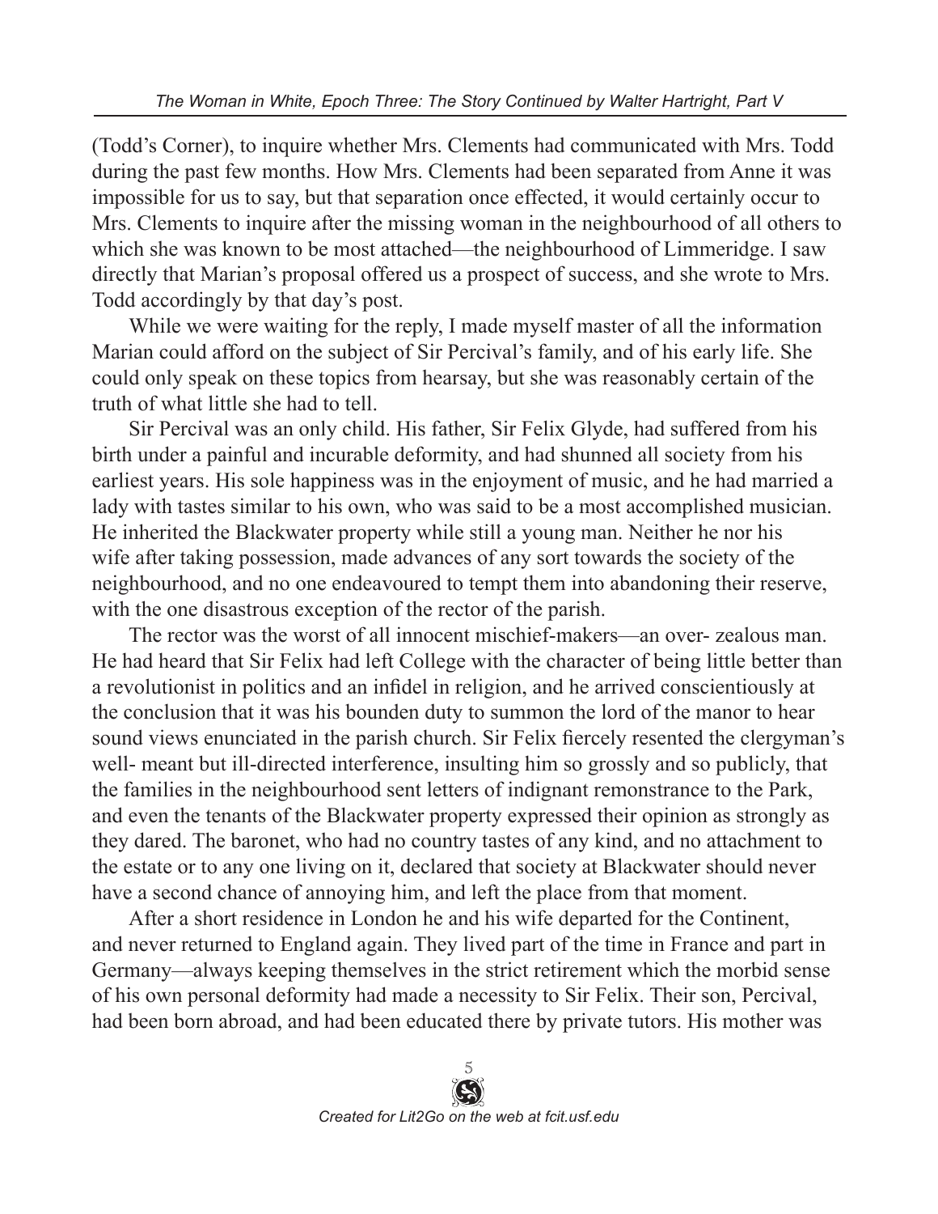(Todd's Corner), to inquire whether Mrs. Clements had communicated with Mrs. Todd during the past few months. How Mrs. Clements had been separated from Anne it was impossible for us to say, but that separation once effected, it would certainly occur to Mrs. Clements to inquire after the missing woman in the neighbourhood of all others to which she was known to be most attached—the neighbourhood of Limmeridge. I saw directly that Marian's proposal offered us a prospect of success, and she wrote to Mrs. Todd accordingly by that day's post.

While we were waiting for the reply, I made myself master of all the information Marian could afford on the subject of Sir Percival's family, and of his early life. She could only speak on these topics from hearsay, but she was reasonably certain of the truth of what little she had to tell.

Sir Percival was an only child. His father, Sir Felix Glyde, had suffered from his birth under a painful and incurable deformity, and had shunned all society from his earliest years. His sole happiness was in the enjoyment of music, and he had married a lady with tastes similar to his own, who was said to be a most accomplished musician. He inherited the Blackwater property while still a young man. Neither he nor his wife after taking possession, made advances of any sort towards the society of the neighbourhood, and no one endeavoured to tempt them into abandoning their reserve, with the one disastrous exception of the rector of the parish.

The rector was the worst of all innocent mischief-makers—an over- zealous man. He had heard that Sir Felix had left College with the character of being little better than a revolutionist in politics and an infidel in religion, and he arrived conscientiously at the conclusion that it was his bounden duty to summon the lord of the manor to hear sound views enunciated in the parish church. Sir Felix fiercely resented the clergyman's well- meant but ill-directed interference, insulting him so grossly and so publicly, that the families in the neighbourhood sent letters of indignant remonstrance to the Park, and even the tenants of the Blackwater property expressed their opinion as strongly as they dared. The baronet, who had no country tastes of any kind, and no attachment to the estate or to any one living on it, declared that society at Blackwater should never have a second chance of annoying him, and left the place from that moment.

After a short residence in London he and his wife departed for the Continent, and never returned to England again. They lived part of the time in France and part in Germany—always keeping themselves in the strict retirement which the morbid sense of his own personal deformity had made a necessity to Sir Felix. Their son, Percival, had been born abroad, and had been educated there by private tutors. His mother was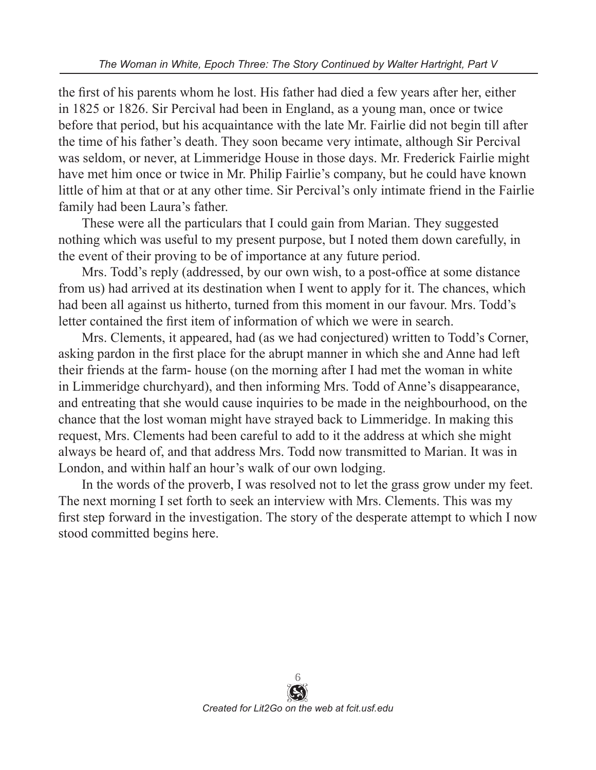the first of his parents whom he lost. His father had died a few years after her, either in 1825 or 1826. Sir Percival had been in England, as a young man, once or twice before that period, but his acquaintance with the late Mr. Fairlie did not begin till after the time of his father's death. They soon became very intimate, although Sir Percival was seldom, or never, at Limmeridge House in those days. Mr. Frederick Fairlie might have met him once or twice in Mr. Philip Fairlie's company, but he could have known little of him at that or at any other time. Sir Percival's only intimate friend in the Fairlie family had been Laura's father.

These were all the particulars that I could gain from Marian. They suggested nothing which was useful to my present purpose, but I noted them down carefully, in the event of their proving to be of importance at any future period.

Mrs. Todd's reply (addressed, by our own wish, to a post-office at some distance from us) had arrived at its destination when I went to apply for it. The chances, which had been all against us hitherto, turned from this moment in our favour. Mrs. Todd's letter contained the first item of information of which we were in search.

Mrs. Clements, it appeared, had (as we had conjectured) written to Todd's Corner, asking pardon in the first place for the abrupt manner in which she and Anne had left their friends at the farm- house (on the morning after I had met the woman in white in Limmeridge churchyard), and then informing Mrs. Todd of Anne's disappearance, and entreating that she would cause inquiries to be made in the neighbourhood, on the chance that the lost woman might have strayed back to Limmeridge. In making this request, Mrs. Clements had been careful to add to it the address at which she might always be heard of, and that address Mrs. Todd now transmitted to Marian. It was in London, and within half an hour's walk of our own lodging.

In the words of the proverb, I was resolved not to let the grass grow under my feet. The next morning I set forth to seek an interview with Mrs. Clements. This was my first step forward in the investigation. The story of the desperate attempt to which I now stood committed begins here.